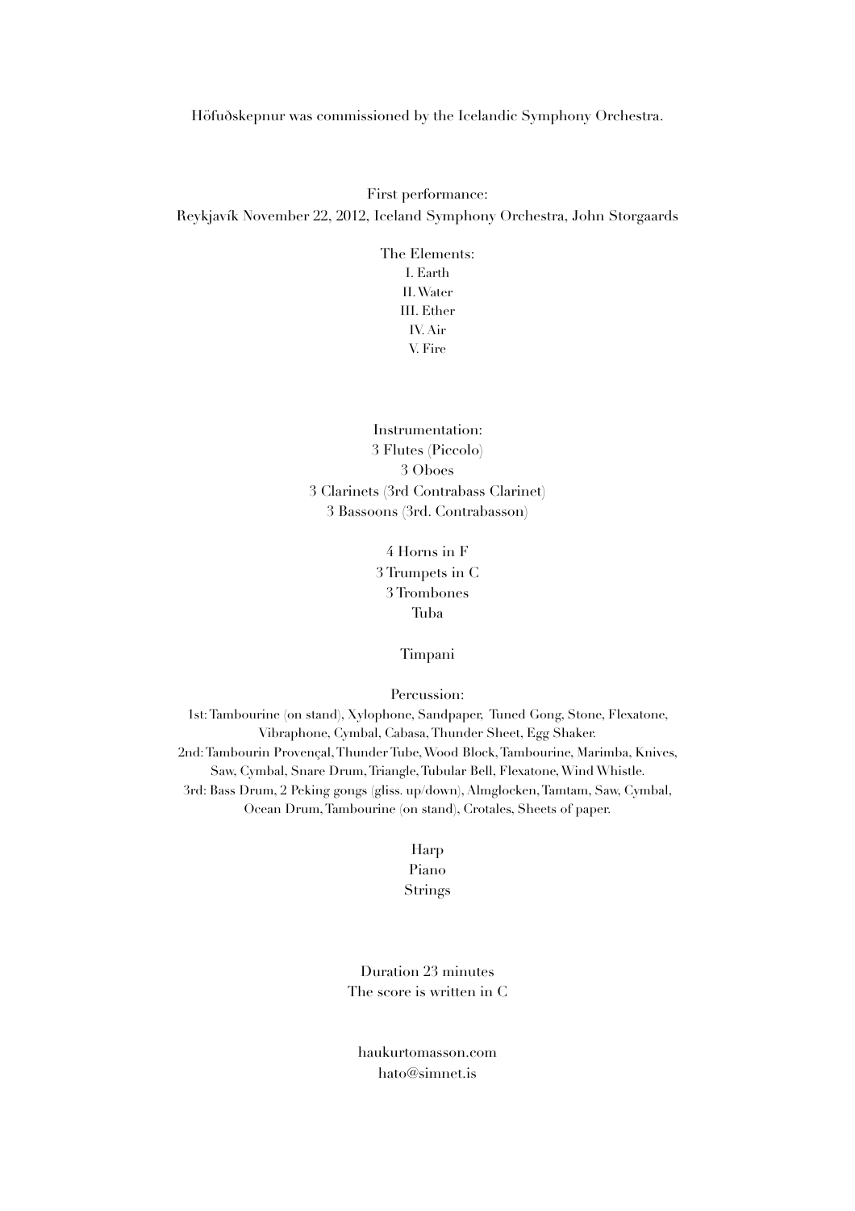Höfuðskepnur was commissioned by the Icelandic Symphony Orchestra.

First performance:
Reykjavík November 22, 2012, Iceland Symphony Orchestra, John Storgaards

The Elements:
I. Earth
II. Water
III. Ether
IV. Air
V. Fire

Instrumentation:
3 Flutes (Piccolo)
3 Oboes
3 Clarinets (3rd Contrabass Clarinet)
3 Bassoons (3rd. Contrabasson)

4 Horns in F
3 Trumpets in C
3 Trombones
Tuba

Timpani

Percussion:
1st: Tambourine (on stand), Xylophone, Sandpaper, Tuned Gong, Stone, Flexatone, Vibraphone, Cymbal, Cabasa, Thunder Sheet, Egg Shaker.
2nd: Tambourin Provençal, Thunder Tube, Wood Block, Tambourine, Marimba, Knives, Saw, Cymbal, Snare Drum, Triangle, Tubular Bell, Flexatone, Wind Whistle.
3rd: Bass Drum, 2 Peking gongs (gliss. up/down), Almglocken, Tamtam, Saw, Cymbal, Ocean Drum, Tambourine (on stand), Crotales, Sheets of paper.

Harp
Piano
Strings

Duration 23 minutes
The score is written in C

haukurtomasson.com
hato@simnet.is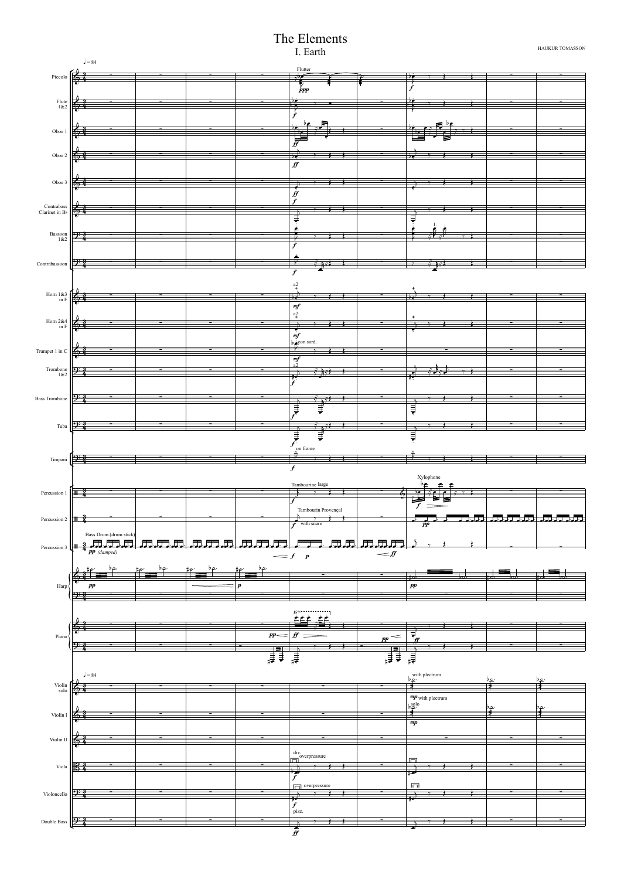# The Elements

## I. Earth

HAUKUR TÓMASSON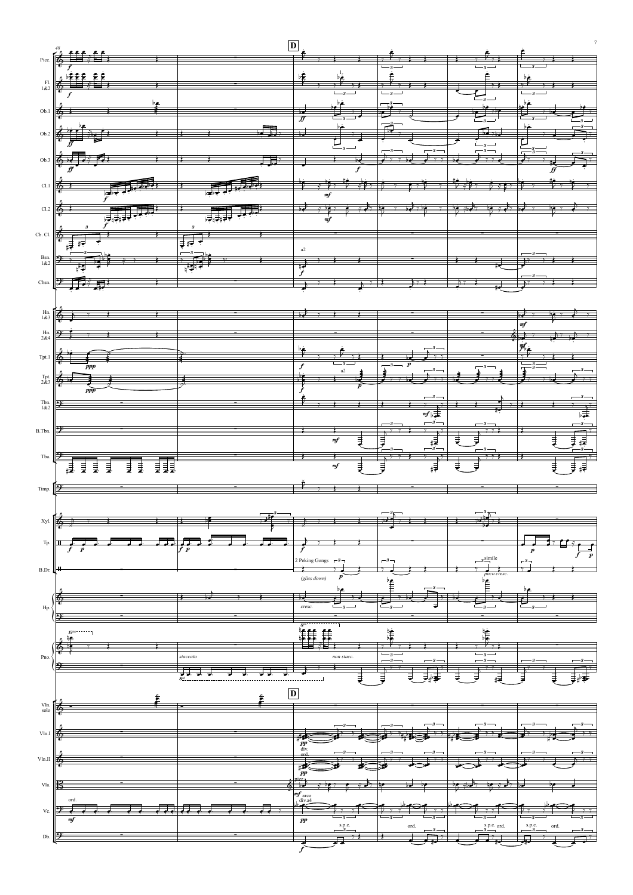**D**

Picc.

Fl. 1&2

Ob.1

Ob.2

Ob.3

Cl.1

Cl.2

Cb. Cl.

Bsn. 1&2

Cbsn.

Hn. 1&3

Hn. 2&4

Tpt.1

Tpt. 2&3

Tbn. 1&2

B.Tbn.

Tba.

Timp.

Xyl.

Tp.

B.Dr.

Hp.

Pno.

Vln. solo

Vln.I

Vln.II

Vla.

Vc.

Db.

a2

2 Peking Gongs

*(gliss down)*

simile

*poco cresc.*

*cresc.*

*staccato*

*non stacc.*

div.

ord.

pizz.

arco

div.a4

s.p.e.

ord.